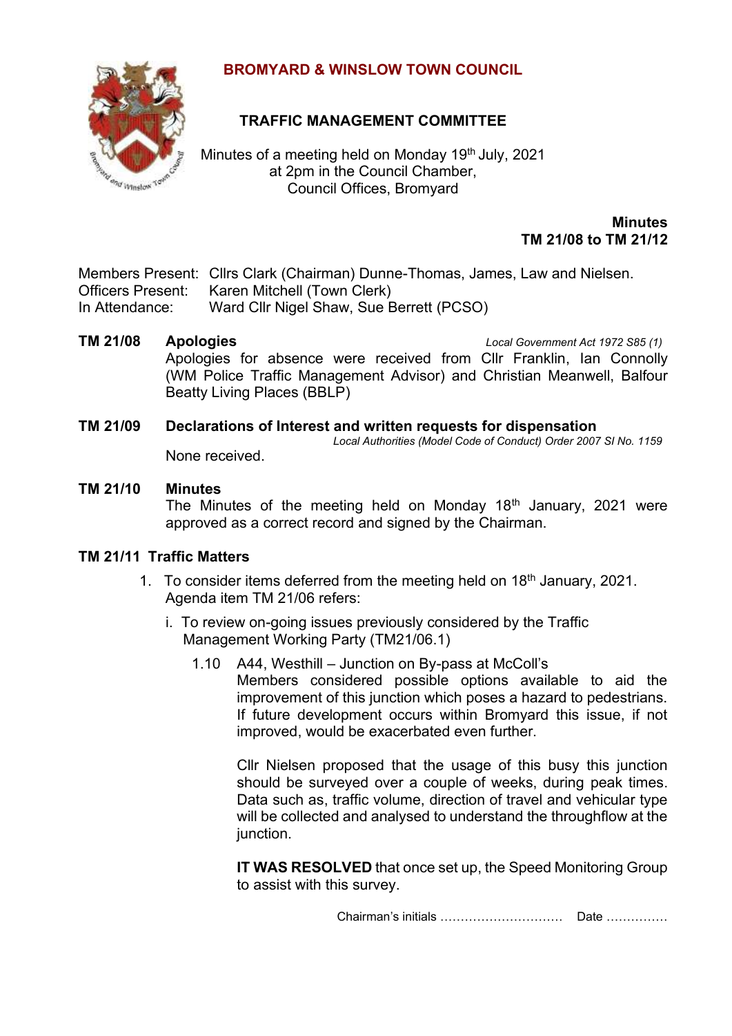# BROMYARD & WINSLOW TOWN COUNCIL

## TRAFFIC MANAGEMENT COMMITTEE

Minutes of a meeting held on Monday 19th July, 2021
at 2pm in the Council Chamber,
Council Offices, Bromyard

**Minutes**
**TM 21/08 to TM 21/12**

Members Present: Cllrs Clark (Chairman) Dunne-Thomas, James, Law and Nielsen.
Officers Present: Karen Mitchell (Town Clerk)
In Attendance: Ward Cllr Nigel Shaw, Sue Berrett (PCSO)

**TM 21/08 Apologies** *Local Government Act 1972 S85 (1)*

Apologies for absence were received from Cllr Franklin, Ian Connolly (WM Police Traffic Management Advisor) and Christian Meanwell, Balfour Beatty Living Places (BBLP)

**TM 21/09 Declarations of Interest and written requests for dispensation**
*Local Authorities (Model Code of Conduct) Order 2007 SI No. 1159*

None received.

**TM 21/10 Minutes**

The Minutes of the meeting held on Monday 18th January, 2021 were approved as a correct record and signed by the Chairman.

**TM 21/11 Traffic Matters**

1. To consider items deferred from the meeting held on 18th January, 2021. Agenda item TM 21/06 refers:

   i. To review on-going issues previously considered by the Traffic Management Working Party (TM21/06.1)

      1.10 A44, Westhill – Junction on By-pass at McColl's
      Members considered possible options available to aid the improvement of this junction which poses a hazard to pedestrians. If future development occurs within Bromyard this issue, if not improved, would be exacerbated even further.

      Cllr Nielsen proposed that the usage of this busy this junction should be surveyed over a couple of weeks, during peak times. Data such as, traffic volume, direction of travel and vehicular type will be collected and analysed to understand the throughflow at the junction.

      **IT WAS RESOLVED** that once set up, the Speed Monitoring Group to assist with this survey.

Chairman's initials ………………………… Date ……………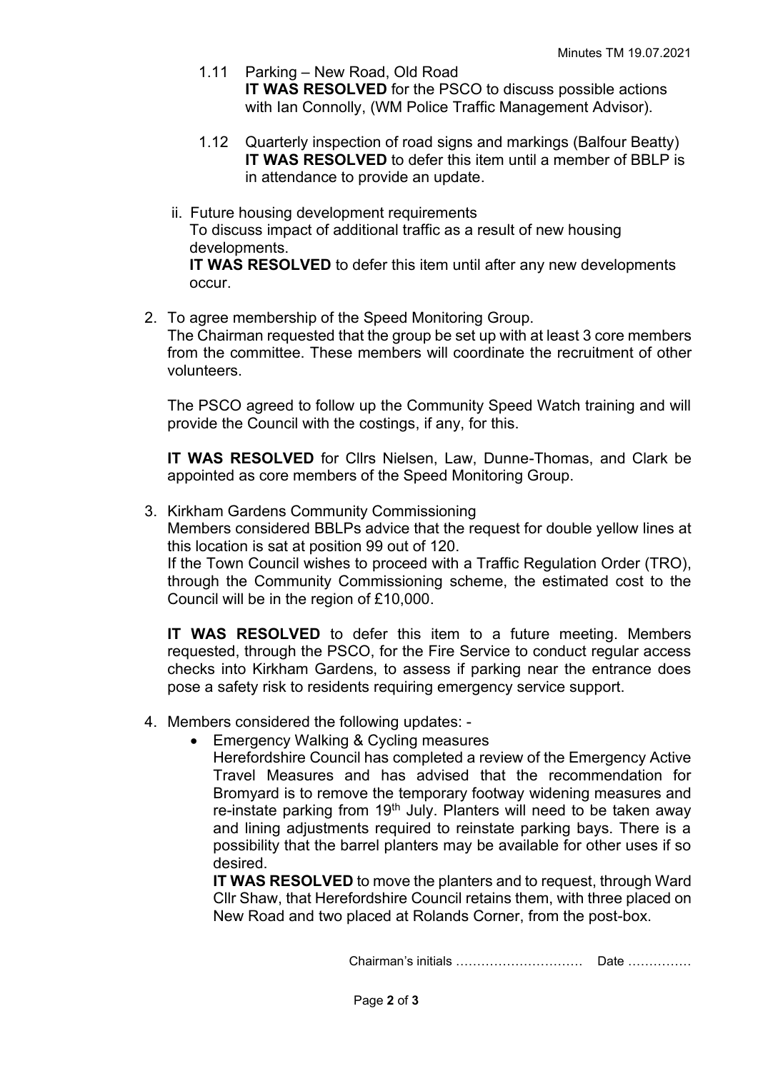1.11 Parking – New Road, Old Road
**IT WAS RESOLVED** for the PSCO to discuss possible actions with Ian Connolly, (WM Police Traffic Management Advisor).

1.12 Quarterly inspection of road signs and markings (Balfour Beatty)
**IT WAS RESOLVED** to defer this item until a member of BBLP is in attendance to provide an update.

ii. Future housing development requirements
To discuss impact of additional traffic as a result of new housing developments.
**IT WAS RESOLVED** to defer this item until after any new developments occur.

2. To agree membership of the Speed Monitoring Group.
The Chairman requested that the group be set up with at least 3 core members from the committee. These members will coordinate the recruitment of other volunteers.

   The PSCO agreed to follow up the Community Speed Watch training and will provide the Council with the costings, if any, for this.

   **IT WAS RESOLVED** for Cllrs Nielsen, Law, Dunne-Thomas, and Clark be appointed as core members of the Speed Monitoring Group.

3. Kirkham Gardens Community Commissioning
Members considered BBLPs advice that the request for double yellow lines at this location is sat at position 99 out of 120.
If the Town Council wishes to proceed with a Traffic Regulation Order (TRO), through the Community Commissioning scheme, the estimated cost to the Council will be in the region of £10,000.

   **IT WAS RESOLVED** to defer this item to a future meeting. Members requested, through the PSCO, for the Fire Service to conduct regular access checks into Kirkham Gardens, to assess if parking near the entrance does pose a safety risk to residents requiring emergency service support.

4. Members considered the following updates: -
   - Emergency Walking & Cycling measures
     Herefordshire Council has completed a review of the Emergency Active Travel Measures and has advised that the recommendation for Bromyard is to remove the temporary footway widening measures and re-instate parking from 19th July. Planters will need to be taken away and lining adjustments required to reinstate parking bays. There is a possibility that the barrel planters may be available for other uses if so desired.
     **IT WAS RESOLVED** to move the planters and to request, through Ward Cllr Shaw, that Herefordshire Council retains them, with three placed on New Road and two placed at Rolands Corner, from the post-box.

Chairman's initials ……………………… Date ……………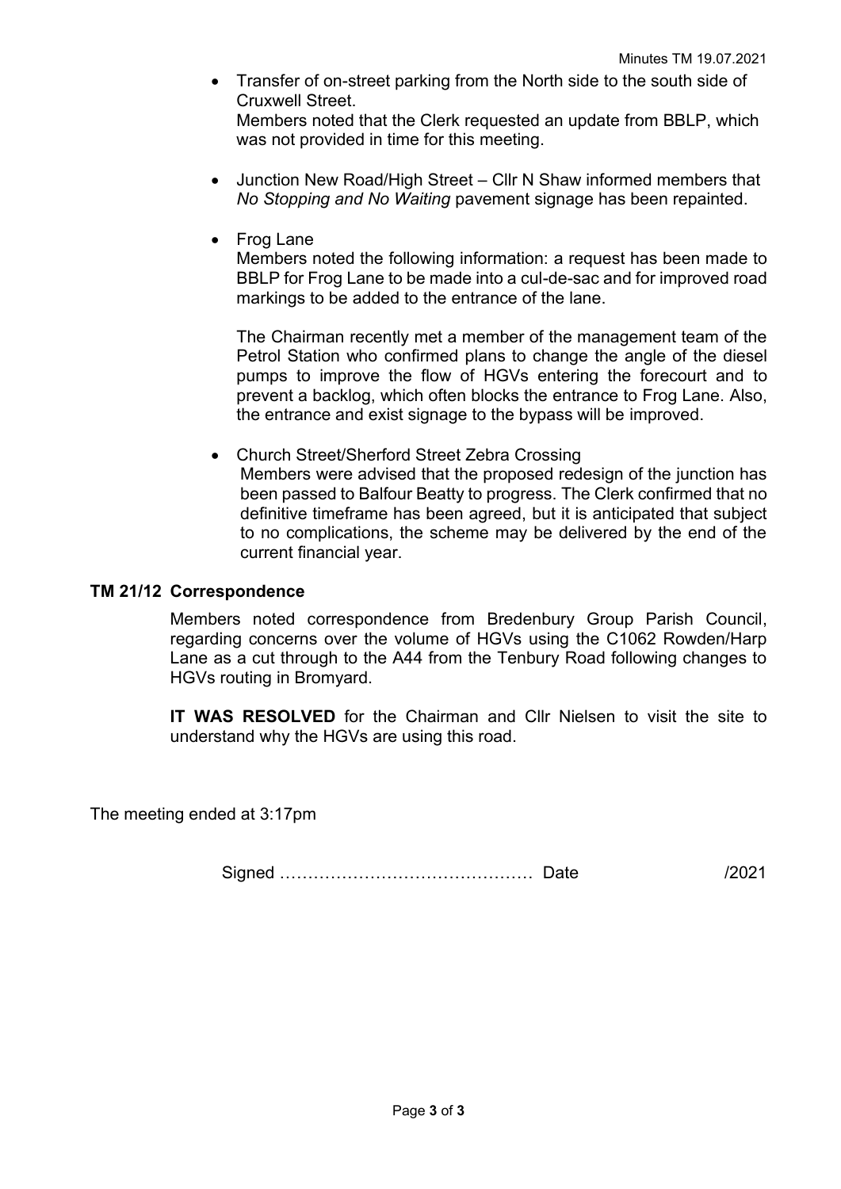- Transfer of on-street parking from the North side to the south side of Cruxwell Street.
  Members noted that the Clerk requested an update from BBLP, which was not provided in time for this meeting.

- Junction New Road/High Street – Cllr N Shaw informed members that *No Stopping and No Waiting* pavement signage has been repainted.

- Frog Lane
  Members noted the following information: a request has been made to BBLP for Frog Lane to be made into a cul-de-sac and for improved road markings to be added to the entrance of the lane.

  The Chairman recently met a member of the management team of the Petrol Station who confirmed plans to change the angle of the diesel pumps to improve the flow of HGVs entering the forecourt and to prevent a backlog, which often blocks the entrance to Frog Lane. Also, the entrance and exist signage to the bypass will be improved.

- Church Street/Sherford Street Zebra Crossing
  Members were advised that the proposed redesign of the junction has been passed to Balfour Beatty to progress. The Clerk confirmed that no definitive timeframe has been agreed, but it is anticipated that subject to no complications, the scheme may be delivered by the end of the current financial year.

**TM 21/12 Correspondence**

Members noted correspondence from Bredenbury Group Parish Council, regarding concerns over the volume of HGVs using the C1062 Rowden/Harp Lane as a cut through to the A44 from the Tenbury Road following changes to HGVs routing in Bromyard.

**IT WAS RESOLVED** for the Chairman and Cllr Nielsen to visit the site to understand why the HGVs are using this road.

The meeting ended at 3:17pm

Signed ……………………………………… Date /2021